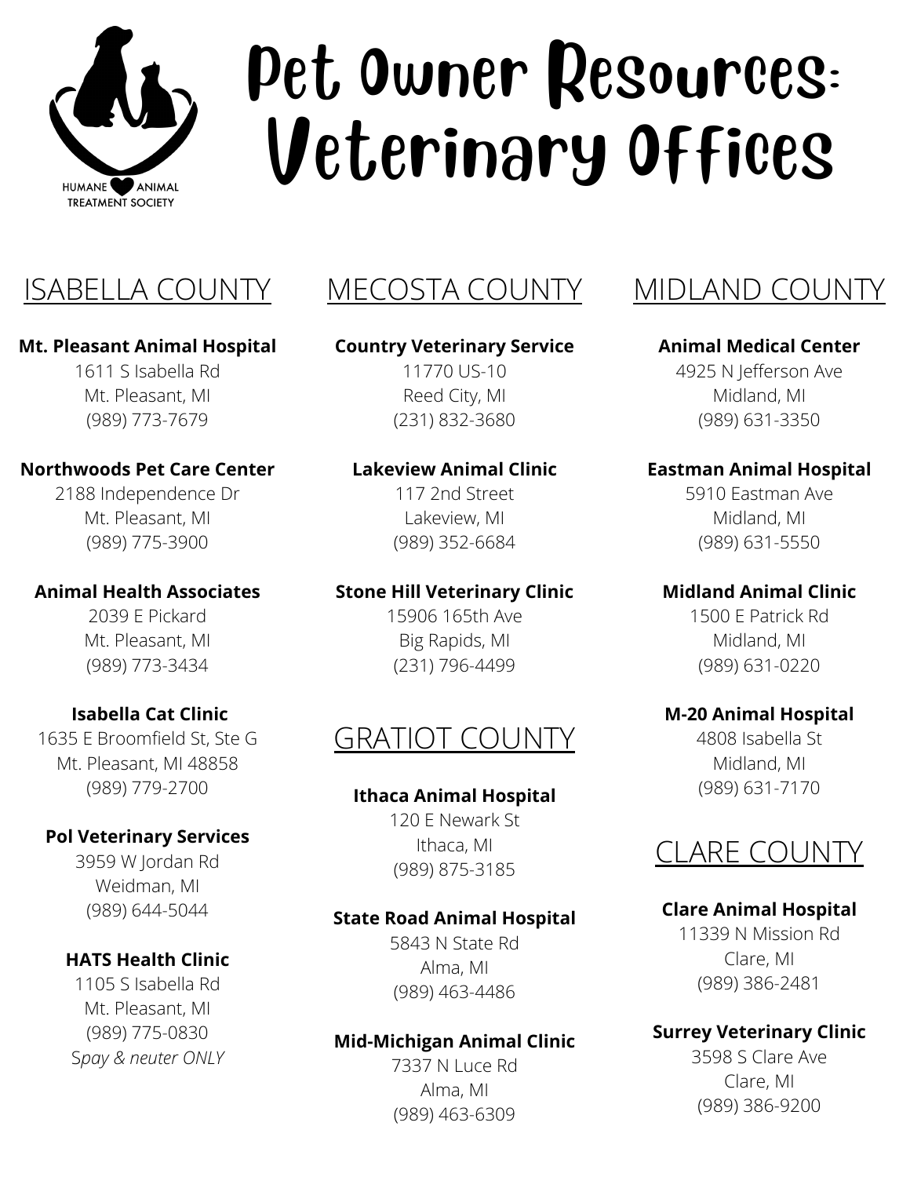HUMANE ANIMAL TREATMENT SOCIETY

# Pet Owner Resources: Veterinary Offices

## ISABELLA COUNTY

**Mt. Pleasant Animal Hospital**
1611 S Isabella Rd
Mt. Pleasant, MI
(989) 773-7679

**Northwoods Pet Care Center**
2188 Independence Dr
Mt. Pleasant, MI
(989) 775-3900

**Animal Health Associates**
2039 E Pickard
Mt. Pleasant, MI
(989) 773-3434

**Isabella Cat Clinic**
1635 E Broomfield St, Ste G
Mt. Pleasant, MI 48858
(989) 779-2700

**Pol Veterinary Services**
3959 W Jordan Rd
Weidman, MI
(989) 644-5044

**HATS Health Clinic**
1105 S Isabella Rd
Mt. Pleasant, MI
(989) 775-0830
*Spay & neuter ONLY*

## MECOSTA COUNTY

**Country Veterinary Service**
11770 US-10
Reed City, MI
(231) 832-3680

**Lakeview Animal Clinic**
117 2nd Street
Lakeview, MI
(989) 352-6684

**Stone Hill Veterinary Clinic**
15906 165th Ave
Big Rapids, MI
(231) 796-4499

## GRATIOT COUNTY

**Ithaca Animal Hospital**
120 E Newark St
Ithaca, MI
(989) 875-3185

**State Road Animal Hospital**
5843 N State Rd
Alma, MI
(989) 463-4486

**Mid-Michigan Animal Clinic**
7337 N Luce Rd
Alma, MI
(989) 463-6309

## MIDLAND COUNTY

**Animal Medical Center**
4925 N Jefferson Ave
Midland, MI
(989) 631-3350

**Eastman Animal Hospital**
5910 Eastman Ave
Midland, MI
(989) 631-5550

**Midland Animal Clinic**
1500 E Patrick Rd
Midland, MI
(989) 631-0220

**M-20 Animal Hospital**
4808 Isabella St
Midland, MI
(989) 631-7170

## CLARE COUNTY

**Clare Animal Hospital**
11339 N Mission Rd
Clare, MI
(989) 386-2481

**Surrey Veterinary Clinic**
3598 S Clare Ave
Clare, MI
(989) 386-9200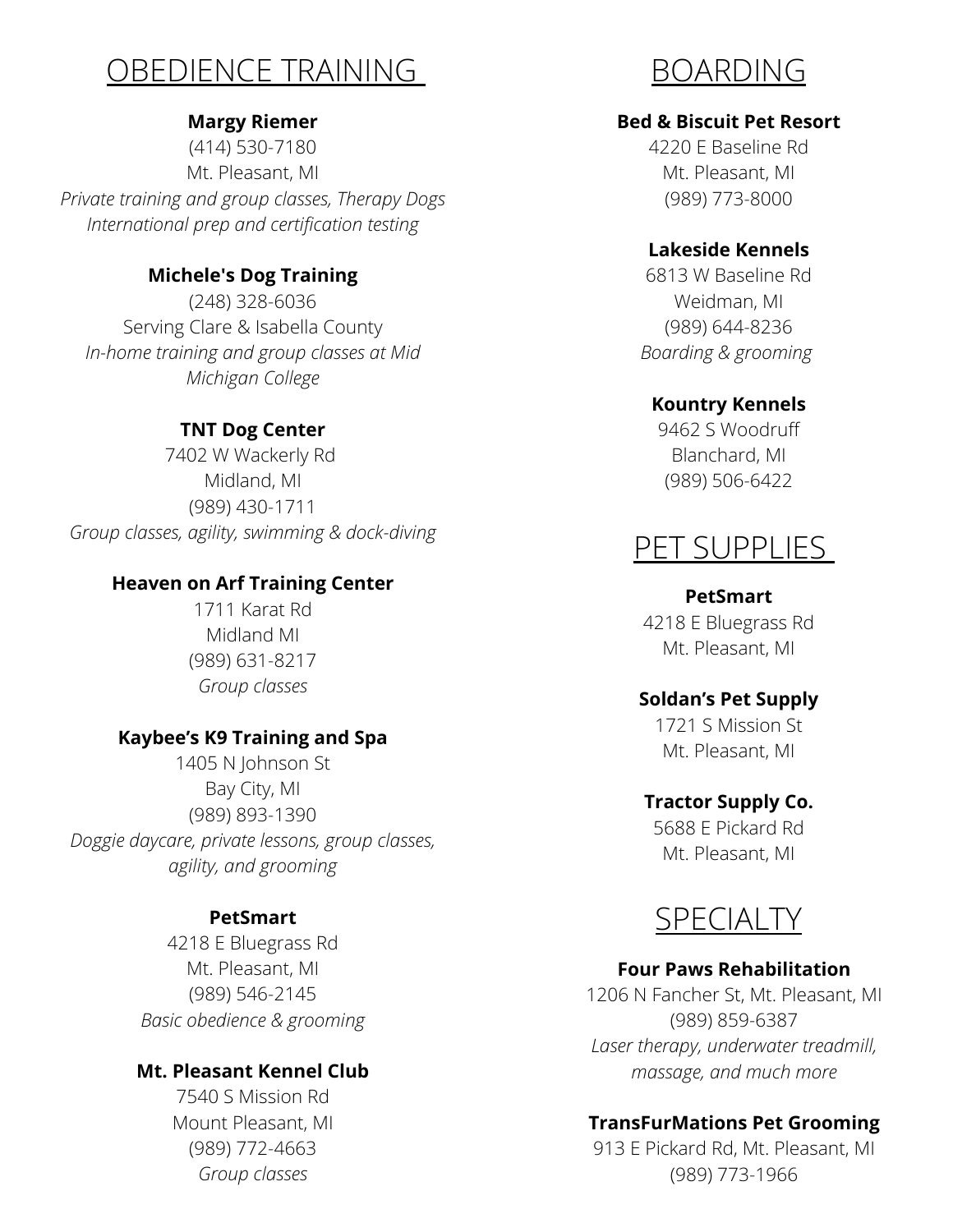## OBEDIENCE TRAINING

**Margy Riemer**
(414) 530-7180
Mt. Pleasant, MI
*Private training and group classes, Therapy Dogs International prep and certification testing*

**Michele's Dog Training**
(248) 328-6036
Serving Clare & Isabella County
*In-home training and group classes at Mid Michigan College*

**TNT Dog Center**
7402 W Wackerly Rd
Midland, MI
(989) 430-1711
*Group classes, agility, swimming & dock-diving*

**Heaven on Arf Training Center**
1711 Karat Rd
Midland MI
(989) 631-8217
*Group classes*

**Kaybee's K9 Training and Spa**
1405 N Johnson St
Bay City, MI
(989) 893-1390
*Doggie daycare, private lessons, group classes, agility, and grooming*

**PetSmart**
4218 E Bluegrass Rd
Mt. Pleasant, MI
(989) 546-2145
*Basic obedience & grooming*

**Mt. Pleasant Kennel Club**
7540 S Mission Rd
Mount Pleasant, MI
(989) 772-4663
*Group classes*

## BOARDING

**Bed & Biscuit Pet Resort**
4220 E Baseline Rd
Mt. Pleasant, MI
(989) 773-8000

**Lakeside Kennels**
6813 W Baseline Rd
Weidman, MI
(989) 644-8236
*Boarding & grooming*

**Kountry Kennels**
9462 S Woodruff
Blanchard, MI
(989) 506-6422

## PET SUPPLIES

**PetSmart**
4218 E Bluegrass Rd
Mt. Pleasant, MI

**Soldan's Pet Supply**
1721 S Mission St
Mt. Pleasant, MI

**Tractor Supply Co.**
5688 E Pickard Rd
Mt. Pleasant, MI

## SPECIALTY

**Four Paws Rehabilitation**
1206 N Fancher St, Mt. Pleasant, MI
(989) 859-6387
*Laser therapy, underwater treadmill, massage, and much more*

**TransFurMations Pet Grooming**
913 E Pickard Rd, Mt. Pleasant, MI
(989) 773-1966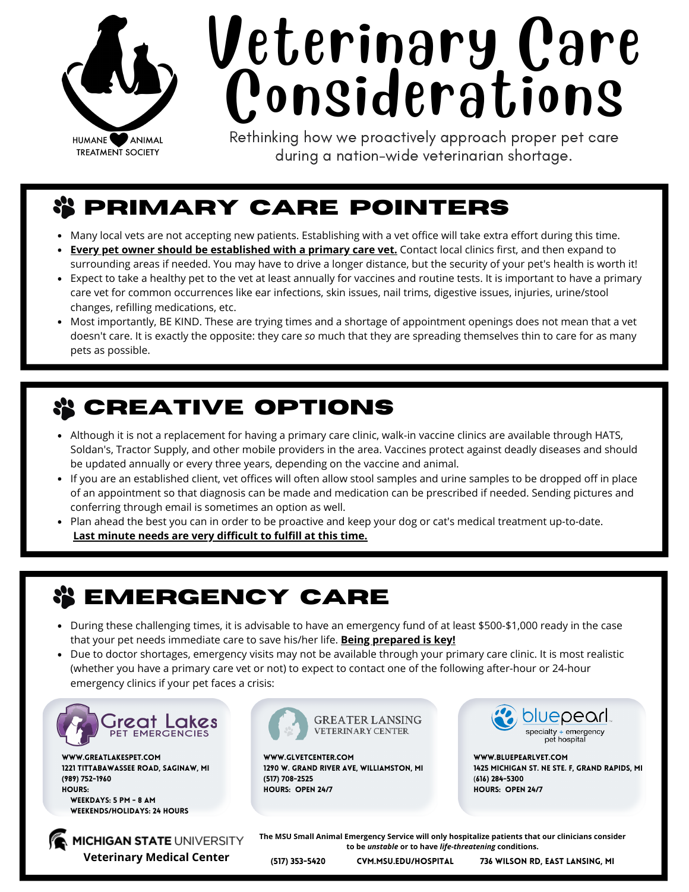HUMANE ANIMAL TREATMENT SOCIETY

# Veterinary Care Considerations

Rethinking how we proactively approach proper pet care during a nation-wide veterinarian shortage.

## PRIMARY CARE POINTERS

- Many local vets are not accepting new patients. Establishing with a vet office will take extra effort during this time.
- **Every pet owner should be established with a primary care vet.** Contact local clinics first, and then expand to surrounding areas if needed. You may have to drive a longer distance, but the security of your pet's health is worth it!
- Expect to take a healthy pet to the vet at least annually for vaccines and routine tests. It is important to have a primary care vet for common occurrences like ear infections, skin issues, nail trims, digestive issues, injuries, urine/stool changes, refilling medications, etc.
- Most importantly, BE KIND. These are trying times and a shortage of appointment openings does not mean that a vet doesn't care. It is exactly the opposite: they care *so* much that they are spreading themselves thin to care for as many pets as possible.

## CREATIVE OPTIONS

- Although it is not a replacement for having a primary care clinic, walk-in vaccine clinics are available through HATS, Soldan's, Tractor Supply, and other mobile providers in the area. Vaccines protect against deadly diseases and should be updated annually or every three years, depending on the vaccine and animal.
- If you are an established client, vet offices will often allow stool samples and urine samples to be dropped off in place of an appointment so that diagnosis can be made and medication can be prescribed if needed. Sending pictures and conferring through email is sometimes an option as well.
- Plan ahead the best you can in order to be proactive and keep your dog or cat's medical treatment up-to-date. **Last minute needs are very difficult to fulfill at this time.**

## EMERGENCY CARE

- During these challenging times, it is advisable to have an emergency fund of at least $500-$1,000 ready in the case that your pet needs immediate care to save his/her life. **Being prepared is key!**
- Due to doctor shortages, emergency visits may not be available through your primary care clinic. It is most realistic (whether you have a primary care vet or not) to expect to contact one of the following after-hour or 24-hour emergency clinics if your pet faces a crisis:

**Great Lakes Pet Emergencies**
WWW.GREATLAKESPET.COM
1221 TITTABAWASSEE ROAD, SAGINAW, MI
(989) 752-1960
HOURS:
WEEKDAYS: 5 PM - 8 AM
WEEKENDS/HOLIDAYS: 24 HOURS

**Greater Lansing Veterinary Center**
WWW.GLVETCENTER.COM
1290 W. GRAND RIVER AVE, WILLIAMSTON, MI
(517) 708-2525
HOURS: OPEN 24/7

**bluepearl specialty + emergency pet hospital**
WWW.BLUEPEARLVET.COM
1425 MICHIGAN ST. NE STE. F, GRAND RAPIDS, MI
(616) 284-5300
HOURS: OPEN 24/7

**Michigan State University Veterinary Medical Center**
**The MSU Small Animal Emergency Service will only hospitalize patients that our clinicians consider to be *unstable* or to have *life-threatening* conditions.**
(517) 353-5420 CVM.MSU.EDU/HOSPITAL 736 WILSON RD, EAST LANSING, MI